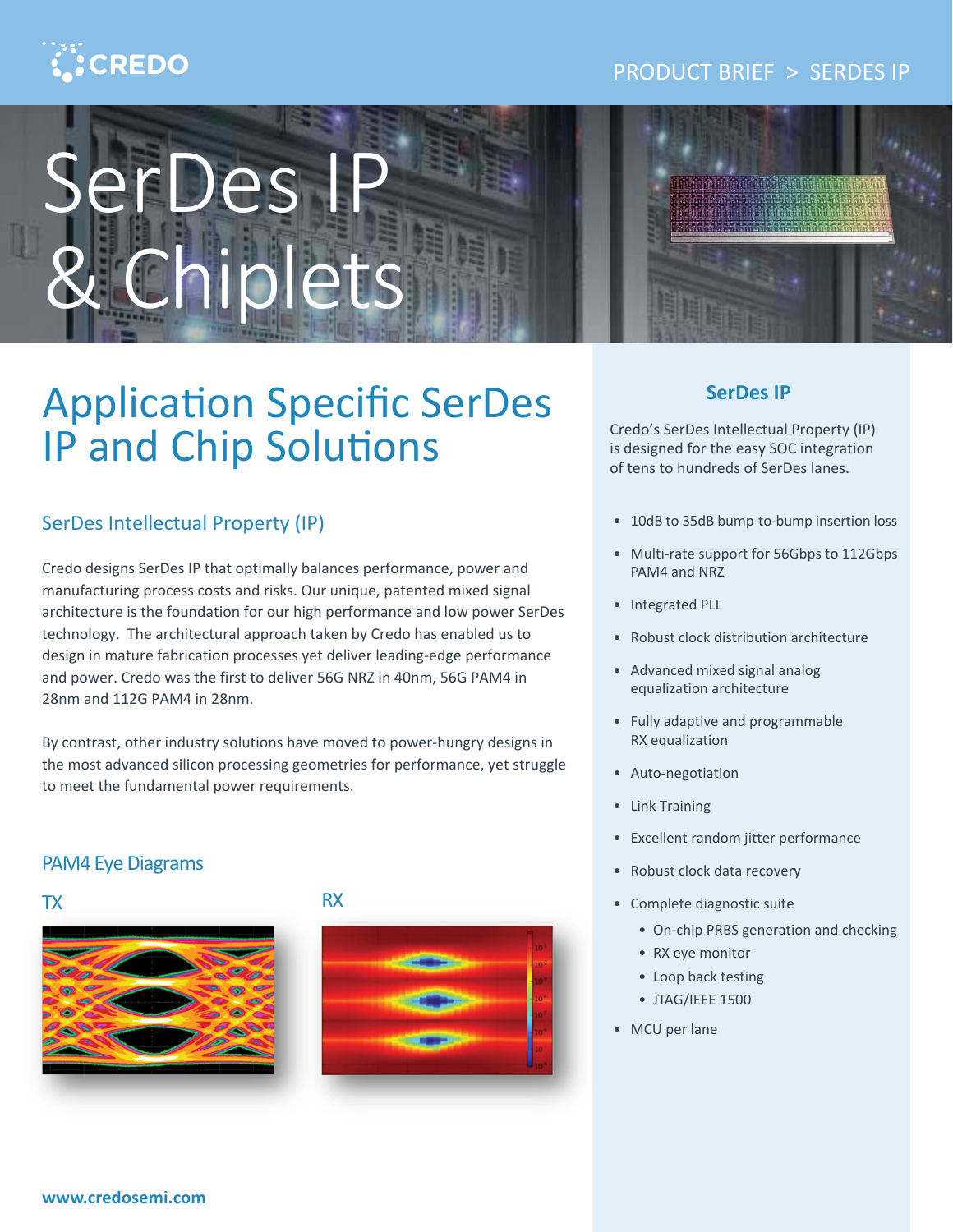CREDO

PRODUCT BRIEF > SERDES IP

# SerDes IP & Chiplets

## Application Specific SerDes IP and Chip Solutions

### SerDes Intellectual Property (IP)

Credo designs SerDes IP that optimally balances performance, power and manufacturing process costs and risks. Our unique, patented mixed signal architecture is the foundation for our high performance and low power SerDes technology. The architectural approach taken by Credo has enabled us to design in mature fabrication processes yet deliver leading-edge performance and power. Credo was the first to deliver 56G NRZ in 40nm, 56G PAM4 in 28nm and 112G PAM4 in 28nm.

By contrast, other industry solutions have moved to power-hungry designs in the most advanced silicon processing geometries for performance, yet struggle to meet the fundamental power requirements.

### PAM4 Eye Diagrams

TX

RX

### SerDes IP

Credo's SerDes Intellectual Property (IP) is designed for the easy SOC integration of tens to hundreds of SerDes lanes.

- 10dB to 35dB bump-to-bump insertion loss
- Multi-rate support for 56Gbps to 112Gbps PAM4 and NRZ
- Integrated PLL
- Robust clock distribution architecture
- Advanced mixed signal analog equalization architecture
- Fully adaptive and programmable RX equalization
- Auto-negotiation
- Link Training
- Excellent random jitter performance
- Robust clock data recovery
- Complete diagnostic suite
  - On-chip PRBS generation and checking
  - RX eye monitor
  - Loop back testing
  - JTAG/IEEE 1500
- MCU per lane

www.credosemi.com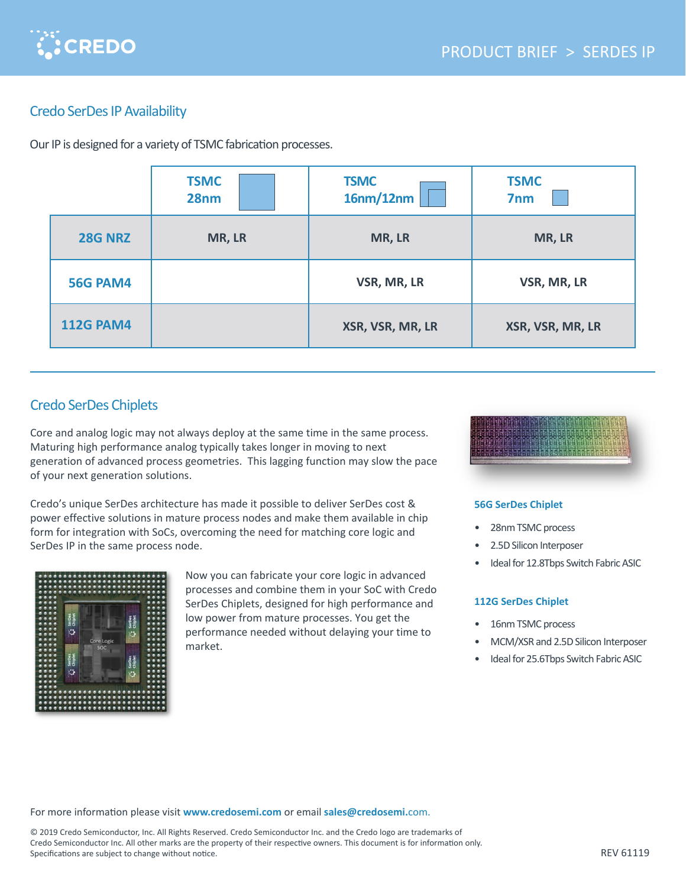## Credo SerDes IP Availability

Our IP is designed for a variety of TSMC fabrication processes.

| | TSMC 28nm | TSMC 16nm/12nm | TSMC 7nm |
|---|---|---|---|
| 28G NRZ | MR, LR | MR, LR | MR, LR |
| 56G PAM4 | | VSR, MR, LR | VSR, MR, LR |
| 112G PAM4 | | XSR, VSR, MR, LR | XSR, VSR, MR, LR |

## Credo SerDes Chiplets

Core and analog logic may not always deploy at the same time in the same process. Maturing high performance analog typically takes longer in moving to next generation of advanced process geometries. This lagging function may slow the pace of your next generation solutions.

Credo's unique SerDes architecture has made it possible to deliver SerDes cost & power effective solutions in mature process nodes and make them available in chip form for integration with SoCs, overcoming the need for matching core logic and SerDes IP in the same process node.

Now you can fabricate your core logic in advanced processes and combine them in your SoC with Credo SerDes Chiplets, designed for high performance and low power from mature processes. You get the performance needed without delaying your time to market.

### 56G SerDes Chiplet

- 28nm TSMC process
- 2.5D Silicon Interposer
- Ideal for 12.8Tbps Switch Fabric ASIC

### 112G SerDes Chiplet

- 16nm TSMC process
- MCM/XSR and 2.5D Silicon Interposer
- Ideal for 25.6Tbps Switch Fabric ASIC

For more information please visit **www.credosemi.com** or email **sales@credosemi**.com.

© 2019 Credo Semiconductor, Inc. All Rights Reserved. Credo Semiconductor Inc. and the Credo logo are trademarks of Credo Semiconductor Inc. All other marks are the property of their respective owners. This document is for information only. Specifications are subject to change without notice.

REV 61119